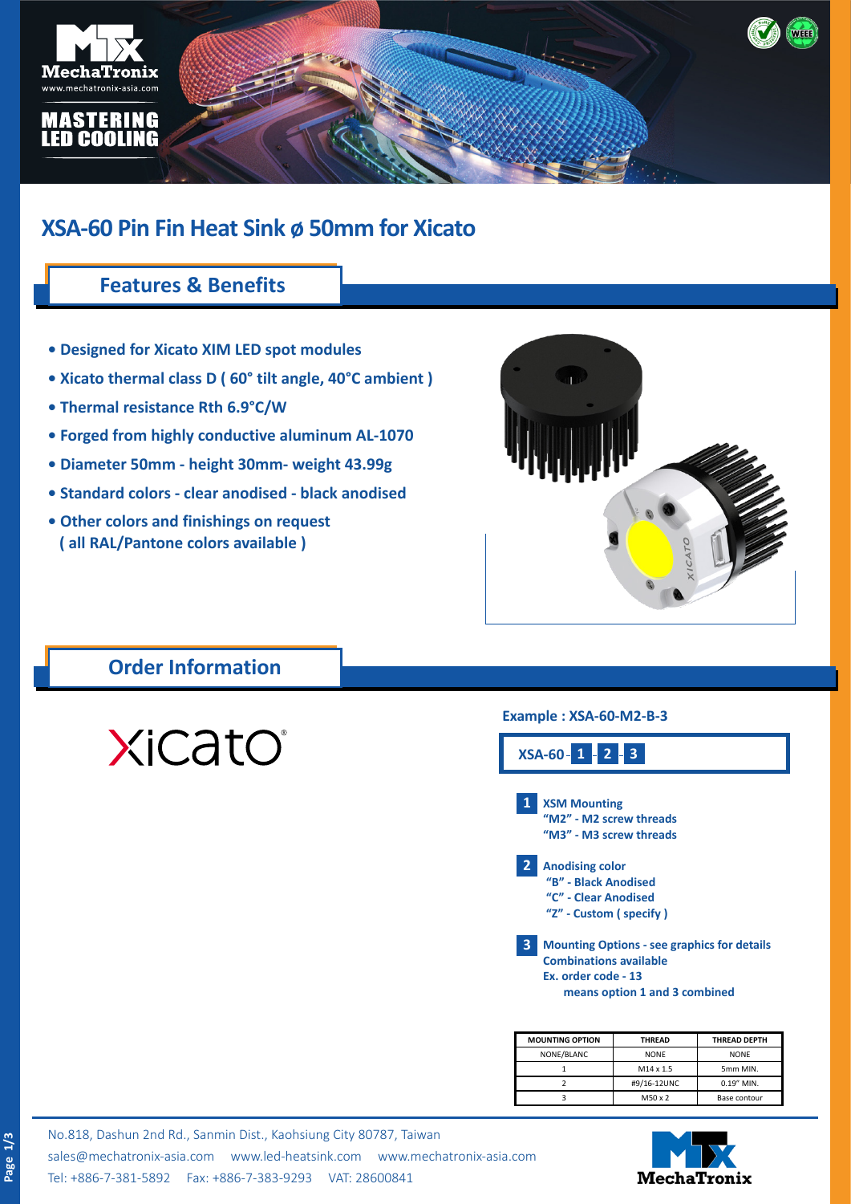# XSA-60 Pin Fin Heat Sink ø 50mm for Xicato

## Features & Benefits

- Designed for Xicato XIM LED spot modules
- Xicato thermal class D ( 60° tilt angle, 40°C ambient )
- Thermal resistance Rth 6.9°C/W
- Forged from highly conductive aluminum AL-1070
- Diameter 50mm - height 30mm- weight 43.99g
- Standard colors - clear anodised - black anodised
- Other colors and finishings on request ( all RAL/Pantone colors available )

## Order Information

**Example : XSA-60-M2-B-3**

**XSA-60 - 1 - 2 - 3**

**1** XSM Mounting
"M2" - M2 screw threads
"M3" - M3 screw threads

**2** Anodising color
"B" - Black Anodised
"C" - Clear Anodised
"Z" - Custom ( specify )

**3** Mounting Options - see graphics for details
Combinations available
Ex. order code - 13
means option 1 and 3 combined

| MOUNTING OPTION | THREAD | THREAD DEPTH |
|---|---|---|
| NONE/BLANC | NONE | NONE |
| 1 | M14 x 1.5 | 5mm MIN. |
| 2 | #9/16-12UNC | 0.19" MIN. |
| 3 | M50 x 2 | Base contour |

No.818, Dashun 2nd Rd., Sanmin Dist., Kaohsiung City 80787, Taiwan
sales@mechatronix-asia.com www.led-heatsink.com www.mechatronix-asia.com
Tel: +886-7-381-5892 Fax: +886-7-383-9293 VAT: 28600841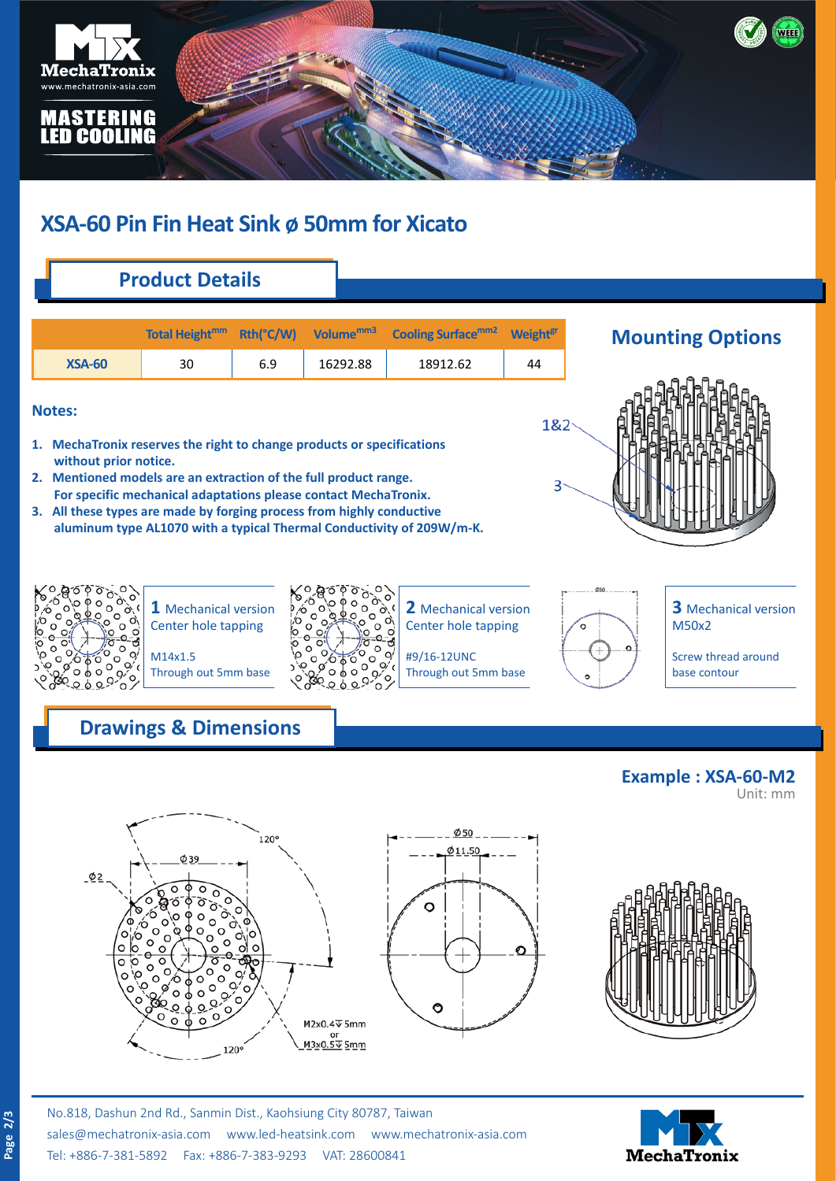# XSA-60 Pin Fin Heat Sink ø 50mm for Xicato

## Product Details

| | Total Height[mm] | Rth(°C/W) | Volume[mm3] | Cooling Surface[mm2] | Weight[gr] |
|---|---|---|---|---|---|
| XSA-60 | 30 | 6.9 | 16292.88 | 18912.62 | 44 |

## Mounting Options

1&2

3

**Notes:**

1. **MechaTronix reserves the right to change products or specifications without prior notice.**
2. **Mentioned models are an extraction of the full product range. For specific mechanical adaptations please contact MechaTronix.**
3. **All these types are made by forging process from highly conductive aluminum type AL1070 with a typical Thermal Conductivity of 209W/m-K.**

**1** Mechanical version
Center hole tapping

M14x1.5
Through out 5mm base

**2** Mechanical version
Center hole tapping

#9/16-12UNC
Through out 5mm base

**3** Mechanical version
M50x2

Screw thread around base contour

## Drawings & Dimensions

**Example : XSA-60-M2**
Unit: mm

120°, Ø39, Ø2, 120°, M2x0.4 ↧ 5mm or M3x0.5 ↧ 5mm

Ø50, Ø11.50

No.818, Dashun 2nd Rd., Sanmin Dist., Kaohsiung City 80787, Taiwan
sales@mechatronix-asia.com www.led-heatsink.com www.mechatronix-asia.com
Tel: +886-7-381-5892 Fax: +886-7-383-9293 VAT: 28600841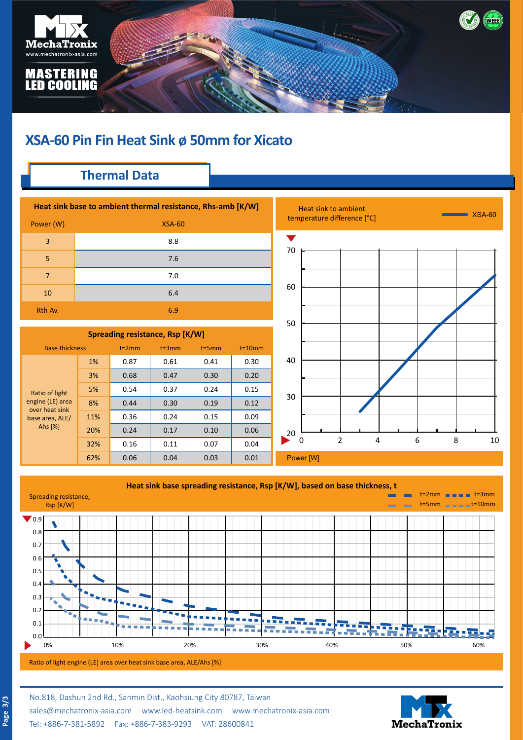MechaTronix

www.mechatronix-asia.com

MASTERING LED COOLING

# XSA-60 Pin Fin Heat Sink ø 50mm for Xicato

## Thermal Data

| Heat sink base to ambient thermal resistance, Rhs-amb [K/W] | |
|---|---|
| Power (W) | XSA-60 |
| 3 | 8.8 |
| 5 | 7.6 |
| 7 | 7.0 |
| 10 | 6.4 |
| Rth Av. | 6.9 |

| Spreading resistance, Rsp [K/W] | | | | | |
|---|---|---|---|---|---|
| Base thickness | | t=2mm | t=3mm | t=5mm | t=10mm |
| Ratio of light engine (LE) area over heat sink base area, ALE/Ahs [%] | 1% | 0.87 | 0.61 | 0.41 | 0.30 |
| | 3% | 0.68 | 0.47 | 0.30 | 0.20 |
| | 5% | 0.54 | 0.37 | 0.24 | 0.15 |
| | 8% | 0.44 | 0.30 | 0.19 | 0.12 |
| | 11% | 0.36 | 0.24 | 0.15 | 0.09 |
| | 20% | 0.24 | 0.17 | 0.10 | 0.06 |
| | 32% | 0.16 | 0.11 | 0.07 | 0.04 |
| | 62% | 0.06 | 0.04 | 0.03 | 0.01 |

Heat sink to ambient temperature difference [°C]

XSA-60

70
60
50
40
30
20

0 2 4 6 8 10

Power [W]

Heat sink base spreading resistance, Rsp [K/W], based on base thickness, t

Spreading resistance, Rsp [K/W]

t=2mm t=3mm t=5mm t=10mm

0.9 0.8 0.7 0.6 0.5 0.4 0.3 0.2 0.1 0.0

0% 10% 20% 30% 40% 50% 60%

Ratio of light engine (LE) area over heat sink base area, ALE/Ahs [%]

No.818, Dashun 2nd Rd., Sanmin Dist., Kaohsiung City 80787, Taiwan
sales@mechatronix-asia.com www.led-heatsink.com www.mechatronix-asia.com
Tel: +886-7-381-5892 Fax: +886-7-383-9293 VAT: 28600841

MechaTronix